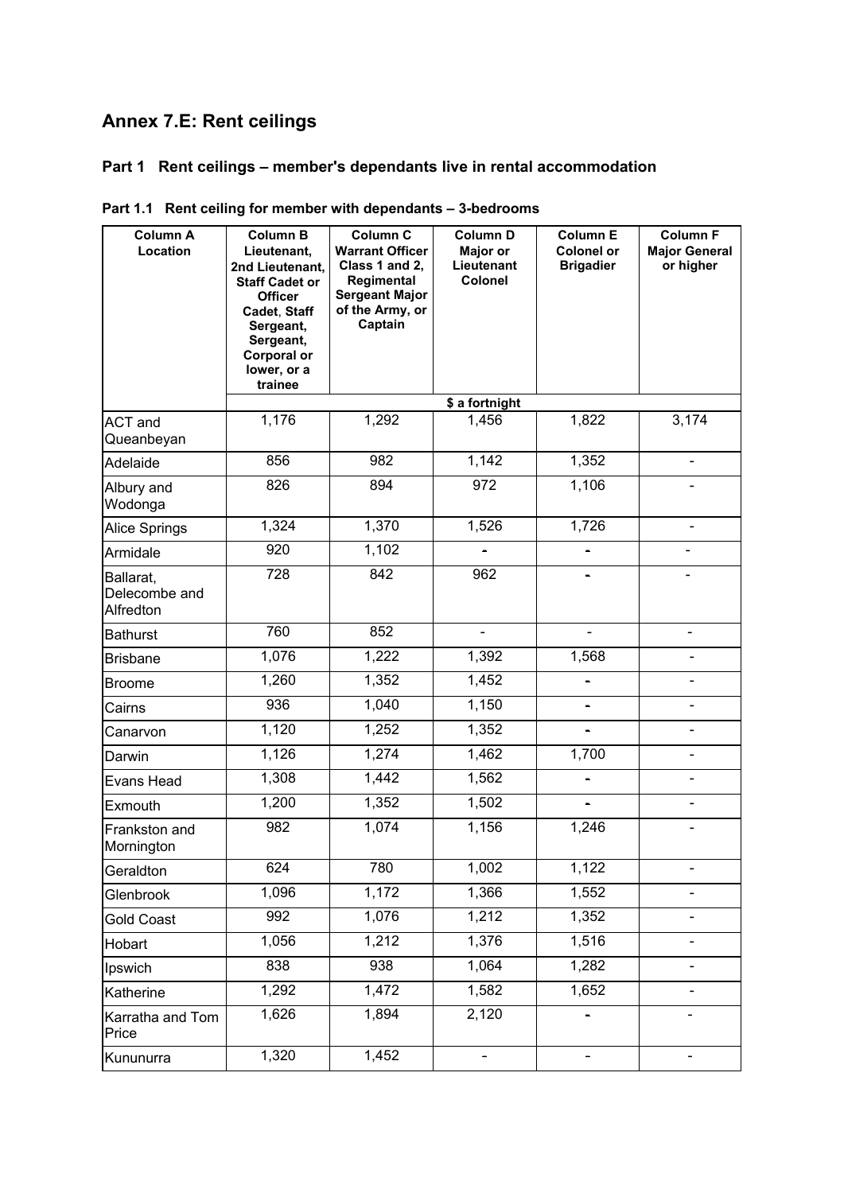# Annex 7.E: Rent ceilings

## Part 1 Rent ceilings – member's dependants live in rental accommodation

### Part 1.1 Rent ceiling for member with dependants – 3-bedrooms

| Column A Location | Column B Lieutenant, 2nd Lieutenant, Staff Cadet or Officer Cadet, Staff Sergeant, Sergeant, Corporal or lower, or a trainee | Column C Warrant Officer Class 1 and 2, Regimental Sergeant Major of the Army, or Captain | Column D Major or Lieutenant Colonel | Column E Colonel or Brigadier | Column F Major General or higher |
|---|---|---|---|---|---|
| | | | $ a fortnight | | |
| ACT and Queanbeyan | 1,176 | 1,292 | 1,456 | 1,822 | 3,174 |
| Adelaide | 856 | 982 | 1,142 | 1,352 | - |
| Albury and Wodonga | 826 | 894 | 972 | 1,106 | - |
| Alice Springs | 1,324 | 1,370 | 1,526 | 1,726 | - |
| Armidale | 920 | 1,102 | - | - | - |
| Ballarat, Delecombe and Alfredton | 728 | 842 | 962 | - | - |
| Bathurst | 760 | 852 | - | - | - |
| Brisbane | 1,076 | 1,222 | 1,392 | 1,568 | - |
| Broome | 1,260 | 1,352 | 1,452 | - | - |
| Cairns | 936 | 1,040 | 1,150 | - | - |
| Canarvon | 1,120 | 1,252 | 1,352 | - | - |
| Darwin | 1,126 | 1,274 | 1,462 | 1,700 | - |
| Evans Head | 1,308 | 1,442 | 1,562 | - | - |
| Exmouth | 1,200 | 1,352 | 1,502 | - | - |
| Frankston and Mornington | 982 | 1,074 | 1,156 | 1,246 | - |
| Geraldton | 624 | 780 | 1,002 | 1,122 | - |
| Glenbrook | 1,096 | 1,172 | 1,366 | 1,552 | - |
| Gold Coast | 992 | 1,076 | 1,212 | 1,352 | - |
| Hobart | 1,056 | 1,212 | 1,376 | 1,516 | - |
| Ipswich | 838 | 938 | 1,064 | 1,282 | - |
| Katherine | 1,292 | 1,472 | 1,582 | 1,652 | - |
| Karratha and Tom Price | 1,626 | 1,894 | 2,120 | - | - |
| Kununurra | 1,320 | 1,452 | - | - | - |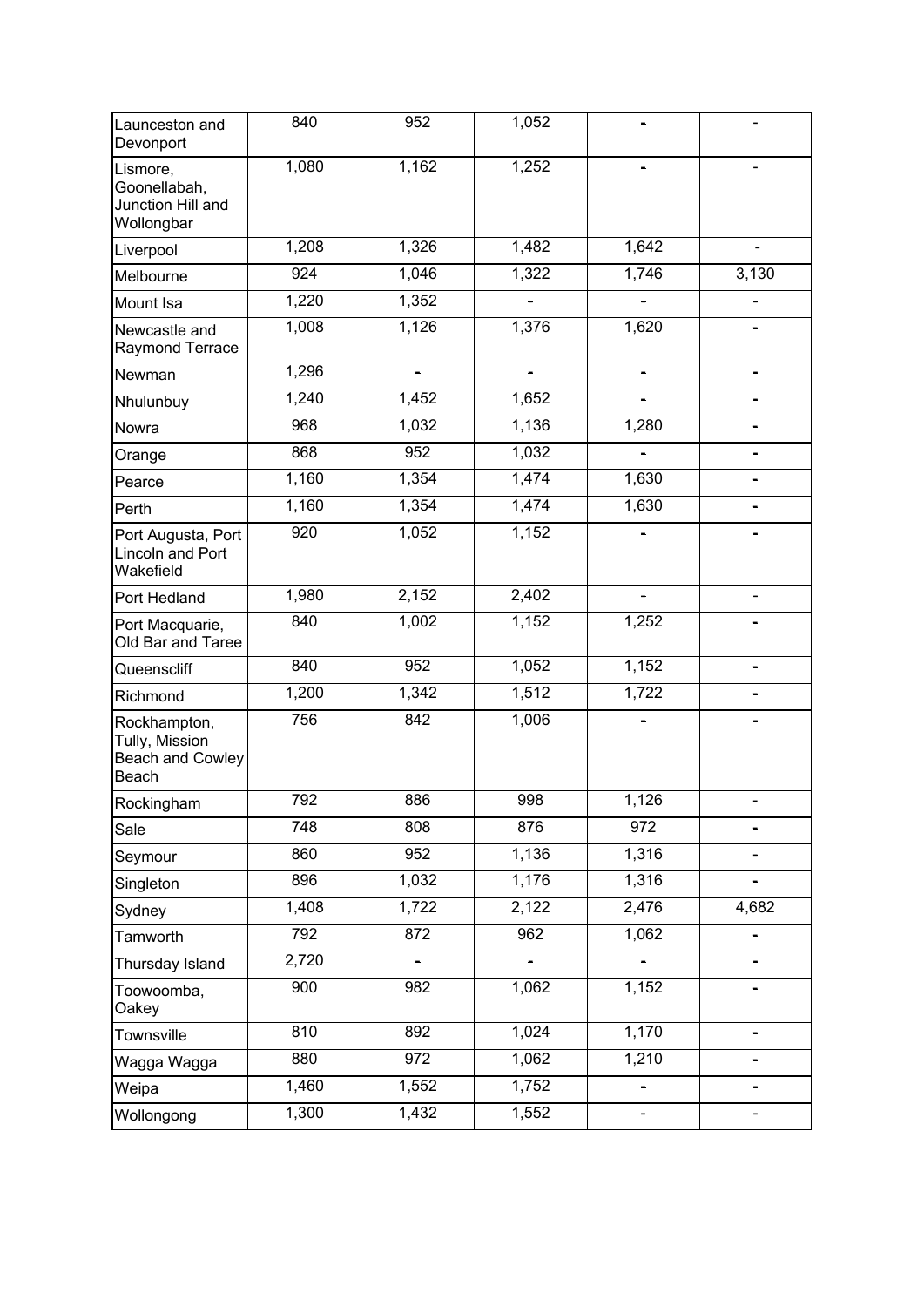| | | | | | |
|---|---|---|---|---|---|
| Launceston and Devonport | 840 | 952 | 1,052 | - | - |
| Lismore, Goonellabah, Junction Hill and Wollongbar | 1,080 | 1,162 | 1,252 | - | - |
| Liverpool | 1,208 | 1,326 | 1,482 | 1,642 | - |
| Melbourne | 924 | 1,046 | 1,322 | 1,746 | 3,130 |
| Mount Isa | 1,220 | 1,352 | - | - | - |
| Newcastle and Raymond Terrace | 1,008 | 1,126 | 1,376 | 1,620 | - |
| Newman | 1,296 | - | - | - | - |
| Nhulunbuy | 1,240 | 1,452 | 1,652 | - | - |
| Nowra | 968 | 1,032 | 1,136 | 1,280 | - |
| Orange | 868 | 952 | 1,032 | - | - |
| Pearce | 1,160 | 1,354 | 1,474 | 1,630 | - |
| Perth | 1,160 | 1,354 | 1,474 | 1,630 | - |
| Port Augusta, Port Lincoln and Port Wakefield | 920 | 1,052 | 1,152 | - | - |
| Port Hedland | 1,980 | 2,152 | 2,402 | - | - |
| Port Macquarie, Old Bar and Taree | 840 | 1,002 | 1,152 | 1,252 | - |
| Queenscliff | 840 | 952 | 1,052 | 1,152 | - |
| Richmond | 1,200 | 1,342 | 1,512 | 1,722 | - |
| Rockhampton, Tully, Mission Beach and Cowley Beach | 756 | 842 | 1,006 | - | - |
| Rockingham | 792 | 886 | 998 | 1,126 | - |
| Sale | 748 | 808 | 876 | 972 | - |
| Seymour | 860 | 952 | 1,136 | 1,316 | - |
| Singleton | 896 | 1,032 | 1,176 | 1,316 | - |
| Sydney | 1,408 | 1,722 | 2,122 | 2,476 | 4,682 |
| Tamworth | 792 | 872 | 962 | 1,062 | - |
| Thursday Island | 2,720 | - | - | - | - |
| Toowoomba, Oakey | 900 | 982 | 1,062 | 1,152 | - |
| Townsville | 810 | 892 | 1,024 | 1,170 | - |
| Wagga Wagga | 880 | 972 | 1,062 | 1,210 | - |
| Weipa | 1,460 | 1,552 | 1,752 | - | - |
| Wollongong | 1,300 | 1,432 | 1,552 | - | - |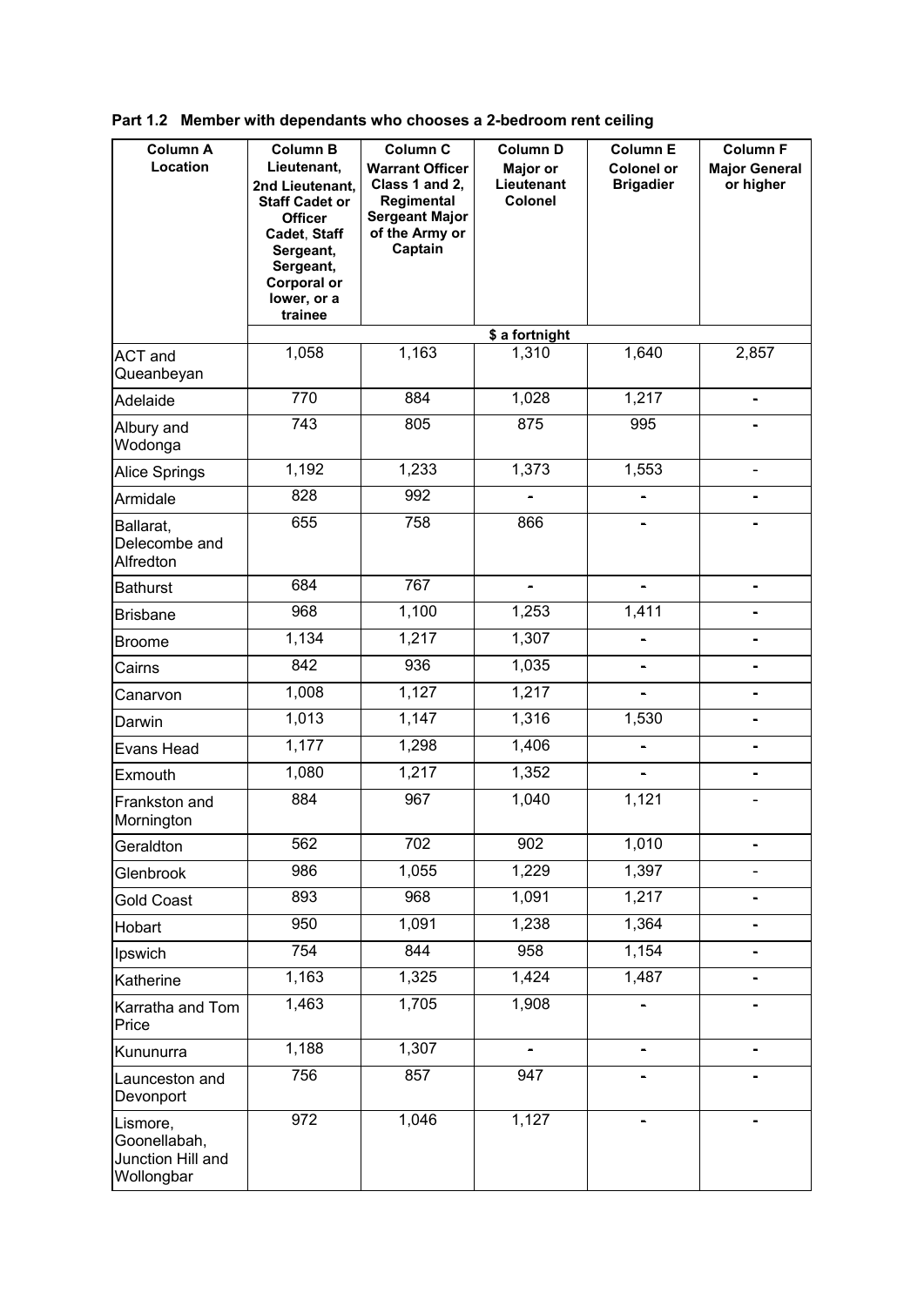**Part 1.2 Member with dependants who chooses a 2-bedroom rent ceiling**

| Column A Location | Column B Lieutenant, 2nd Lieutenant, Staff Cadet or Officer Cadet, Staff Sergeant, Sergeant, Corporal or lower, or a trainee | Column C Warrant Officer Class 1 and 2, Regimental Sergeant Major of the Army or Captain | Column D Major or Lieutenant Colonel | Column E Colonel or Brigadier | Column F Major General or higher |
|---|---|---|---|---|---|
| | $ a fortnight | | | | |
| ACT and Queanbeyan | 1,058 | 1,163 | 1,310 | 1,640 | 2,857 |
| Adelaide | 770 | 884 | 1,028 | 1,217 | - |
| Albury and Wodonga | 743 | 805 | 875 | 995 | - |
| Alice Springs | 1,192 | 1,233 | 1,373 | 1,553 | - |
| Armidale | 828 | 992 | - | - | - |
| Ballarat, Delecombe and Alfredton | 655 | 758 | 866 | - | - |
| Bathurst | 684 | 767 | - | - | - |
| Brisbane | 968 | 1,100 | 1,253 | 1,411 | - |
| Broome | 1,134 | 1,217 | 1,307 | - | - |
| Cairns | 842 | 936 | 1,035 | - | - |
| Canarvon | 1,008 | 1,127 | 1,217 | - | - |
| Darwin | 1,013 | 1,147 | 1,316 | 1,530 | - |
| Evans Head | 1,177 | 1,298 | 1,406 | - | - |
| Exmouth | 1,080 | 1,217 | 1,352 | - | - |
| Frankston and Mornington | 884 | 967 | 1,040 | 1,121 | - |
| Geraldton | 562 | 702 | 902 | 1,010 | - |
| Glenbrook | 986 | 1,055 | 1,229 | 1,397 | - |
| Gold Coast | 893 | 968 | 1,091 | 1,217 | - |
| Hobart | 950 | 1,091 | 1,238 | 1,364 | - |
| Ipswich | 754 | 844 | 958 | 1,154 | - |
| Katherine | 1,163 | 1,325 | 1,424 | 1,487 | - |
| Karratha and Tom Price | 1,463 | 1,705 | 1,908 | - | - |
| Kununurra | 1,188 | 1,307 | - | - | - |
| Launceston and Devonport | 756 | 857 | 947 | - | - |
| Lismore, Goonellabah, Junction Hill and Wollongbar | 972 | 1,046 | 1,127 | - | - |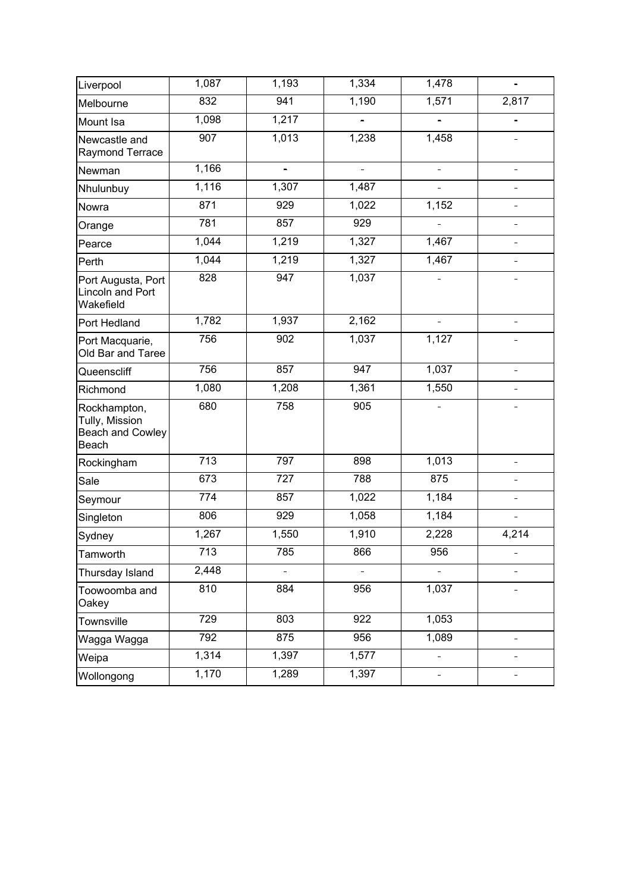| | | | | | |
|---|---|---|---|---|---|
| Liverpool | 1,087 | 1,193 | 1,334 | 1,478 | - |
| Melbourne | 832 | 941 | 1,190 | 1,571 | 2,817 |
| Mount Isa | 1,098 | 1,217 | - | - | - |
| Newcastle and Raymond Terrace | 907 | 1,013 | 1,238 | 1,458 | - |
| Newman | 1,166 | - | - | - | - |
| Nhulunbuy | 1,116 | 1,307 | 1,487 | - | - |
| Nowra | 871 | 929 | 1,022 | 1,152 | - |
| Orange | 781 | 857 | 929 | - | - |
| Pearce | 1,044 | 1,219 | 1,327 | 1,467 | - |
| Perth | 1,044 | 1,219 | 1,327 | 1,467 | - |
| Port Augusta, Port Lincoln and Port Wakefield | 828 | 947 | 1,037 | - | - |
| Port Hedland | 1,782 | 1,937 | 2,162 | - | - |
| Port Macquarie, Old Bar and Taree | 756 | 902 | 1,037 | 1,127 | - |
| Queenscliff | 756 | 857 | 947 | 1,037 | - |
| Richmond | 1,080 | 1,208 | 1,361 | 1,550 | - |
| Rockhampton, Tully, Mission Beach and Cowley Beach | 680 | 758 | 905 | - | - |
| Rockingham | 713 | 797 | 898 | 1,013 | - |
| Sale | 673 | 727 | 788 | 875 | - |
| Seymour | 774 | 857 | 1,022 | 1,184 | - |
| Singleton | 806 | 929 | 1,058 | 1,184 | - |
| Sydney | 1,267 | 1,550 | 1,910 | 2,228 | 4,214 |
| Tamworth | 713 | 785 | 866 | 956 | - |
| Thursday Island | 2,448 | - | - | - | - |
| Toowoomba and Oakey | 810 | 884 | 956 | 1,037 | - |
| Townsville | 729 | 803 | 922 | 1,053 | |
| Wagga Wagga | 792 | 875 | 956 | 1,089 | - |
| Weipa | 1,314 | 1,397 | 1,577 | - | - |
| Wollongong | 1,170 | 1,289 | 1,397 | - | - |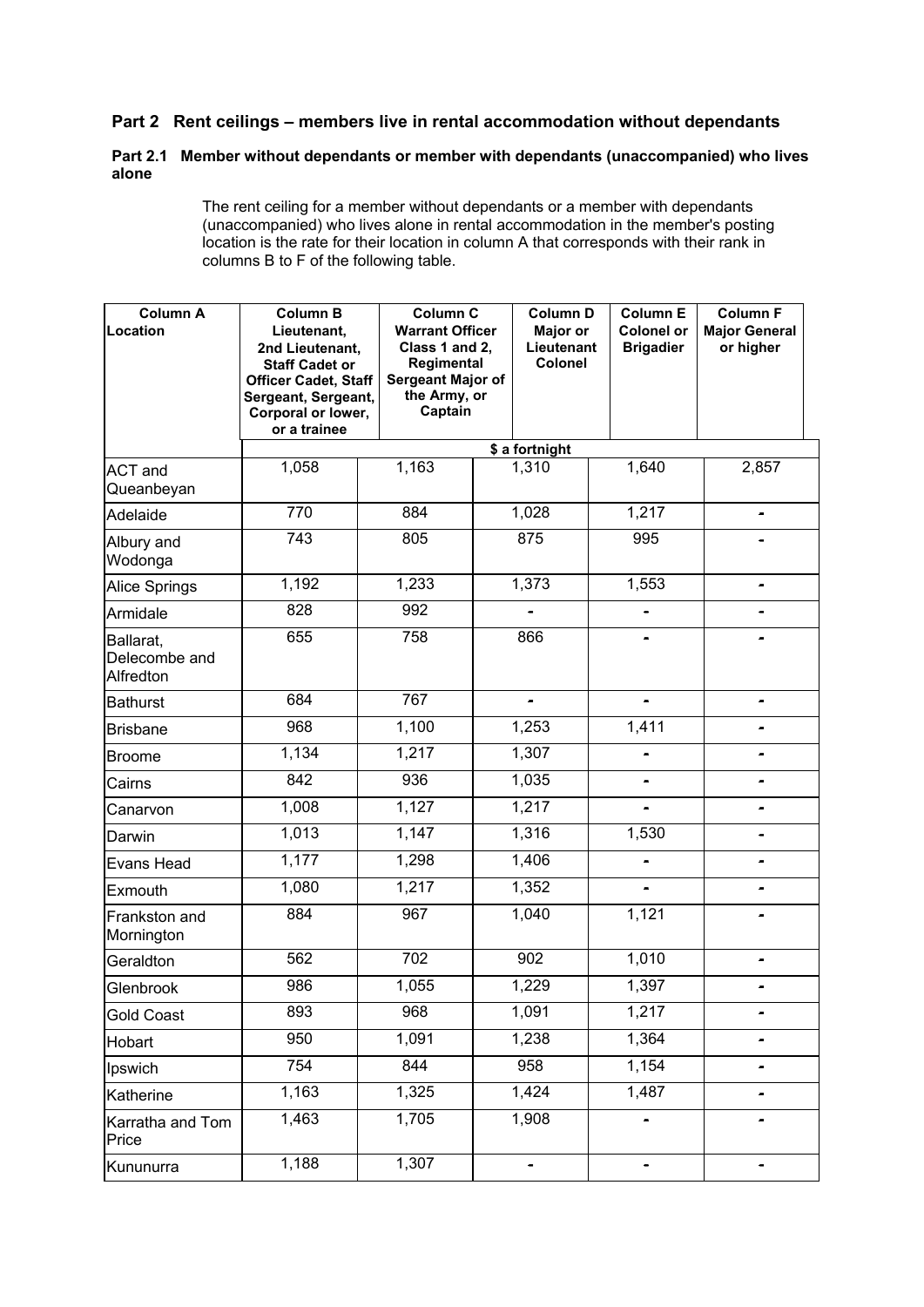## Part 2 Rent ceilings – members live in rental accommodation without dependants

### Part 2.1 Member without dependants or member with dependants (unaccompanied) who lives alone

The rent ceiling for a member without dependants or a member with dependants (unaccompanied) who lives alone in rental accommodation in the member's posting location is the rate for their location in column A that corresponds with their rank in columns B to F of the following table.

| Column A Location | Column B Lieutenant, 2nd Lieutenant, Staff Cadet or Officer Cadet, Staff Sergeant, Sergeant, Corporal or lower, or a trainee | Column C Warrant Officer Class 1 and 2, Regimental Sergeant Major of the Army, or Captain | Column D Major or Lieutenant Colonel | Column E Colonel or Brigadier | Column F Major General or higher |
|---|---|---|---|---|---|
| | $ a fortnight | | | | |
| ACT and Queanbeyan | 1,058 | 1,163 | 1,310 | 1,640 | 2,857 |
| Adelaide | 770 | 884 | 1,028 | 1,217 | - |
| Albury and Wodonga | 743 | 805 | 875 | 995 | - |
| Alice Springs | 1,192 | 1,233 | 1,373 | 1,553 | - |
| Armidale | 828 | 992 | - | - | - |
| Ballarat, Delecombe and Alfredton | 655 | 758 | 866 | - | - |
| Bathurst | 684 | 767 | - | - | - |
| Brisbane | 968 | 1,100 | 1,253 | 1,411 | - |
| Broome | 1,134 | 1,217 | 1,307 | - | - |
| Cairns | 842 | 936 | 1,035 | - | - |
| Canarvon | 1,008 | 1,127 | 1,217 | - | - |
| Darwin | 1,013 | 1,147 | 1,316 | 1,530 | - |
| Evans Head | 1,177 | 1,298 | 1,406 | - | - |
| Exmouth | 1,080 | 1,217 | 1,352 | - | - |
| Frankston and Mornington | 884 | 967 | 1,040 | 1,121 | - |
| Geraldton | 562 | 702 | 902 | 1,010 | - |
| Glenbrook | 986 | 1,055 | 1,229 | 1,397 | - |
| Gold Coast | 893 | 968 | 1,091 | 1,217 | - |
| Hobart | 950 | 1,091 | 1,238 | 1,364 | - |
| Ipswich | 754 | 844 | 958 | 1,154 | - |
| Katherine | 1,163 | 1,325 | 1,424 | 1,487 | - |
| Karratha and Tom Price | 1,463 | 1,705 | 1,908 | - | - |
| Kununurra | 1,188 | 1,307 | - | - | - |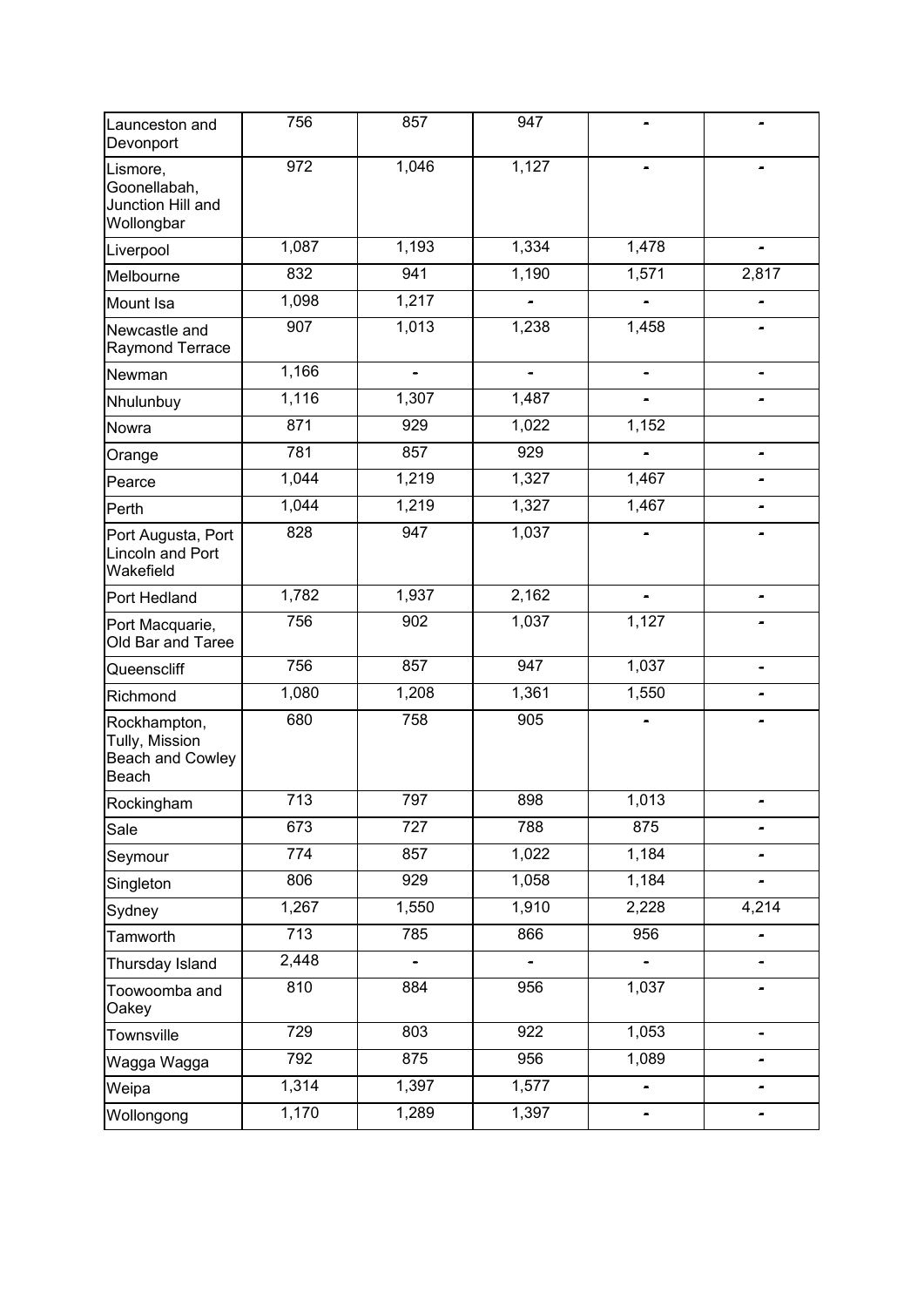| | | | | | |
|---|---|---|---|---|---|
| Launceston and Devonport | 756 | 857 | 947 | - | - |
| Lismore, Goonellabah, Junction Hill and Wollongbar | 972 | 1,046 | 1,127 | - | - |
| Liverpool | 1,087 | 1,193 | 1,334 | 1,478 | - |
| Melbourne | 832 | 941 | 1,190 | 1,571 | 2,817 |
| Mount Isa | 1,098 | 1,217 | - | - | - |
| Newcastle and Raymond Terrace | 907 | 1,013 | 1,238 | 1,458 | - |
| Newman | 1,166 | - | - | - | - |
| Nhulunbuy | 1,116 | 1,307 | 1,487 | - | - |
| Nowra | 871 | 929 | 1,022 | 1,152 | |
| Orange | 781 | 857 | 929 | - | - |
| Pearce | 1,044 | 1,219 | 1,327 | 1,467 | - |
| Perth | 1,044 | 1,219 | 1,327 | 1,467 | - |
| Port Augusta, Port Lincoln and Port Wakefield | 828 | 947 | 1,037 | - | - |
| Port Hedland | 1,782 | 1,937 | 2,162 | - | - |
| Port Macquarie, Old Bar and Taree | 756 | 902 | 1,037 | 1,127 | - |
| Queenscliff | 756 | 857 | 947 | 1,037 | - |
| Richmond | 1,080 | 1,208 | 1,361 | 1,550 | - |
| Rockhampton, Tully, Mission Beach and Cowley Beach | 680 | 758 | 905 | - | - |
| Rockingham | 713 | 797 | 898 | 1,013 | - |
| Sale | 673 | 727 | 788 | 875 | - |
| Seymour | 774 | 857 | 1,022 | 1,184 | - |
| Singleton | 806 | 929 | 1,058 | 1,184 | - |
| Sydney | 1,267 | 1,550 | 1,910 | 2,228 | 4,214 |
| Tamworth | 713 | 785 | 866 | 956 | - |
| Thursday Island | 2,448 | - | - | - | - |
| Toowoomba and Oakey | 810 | 884 | 956 | 1,037 | - |
| Townsville | 729 | 803 | 922 | 1,053 | - |
| Wagga Wagga | 792 | 875 | 956 | 1,089 | - |
| Weipa | 1,314 | 1,397 | 1,577 | - | - |
| Wollongong | 1,170 | 1,289 | 1,397 | - | - |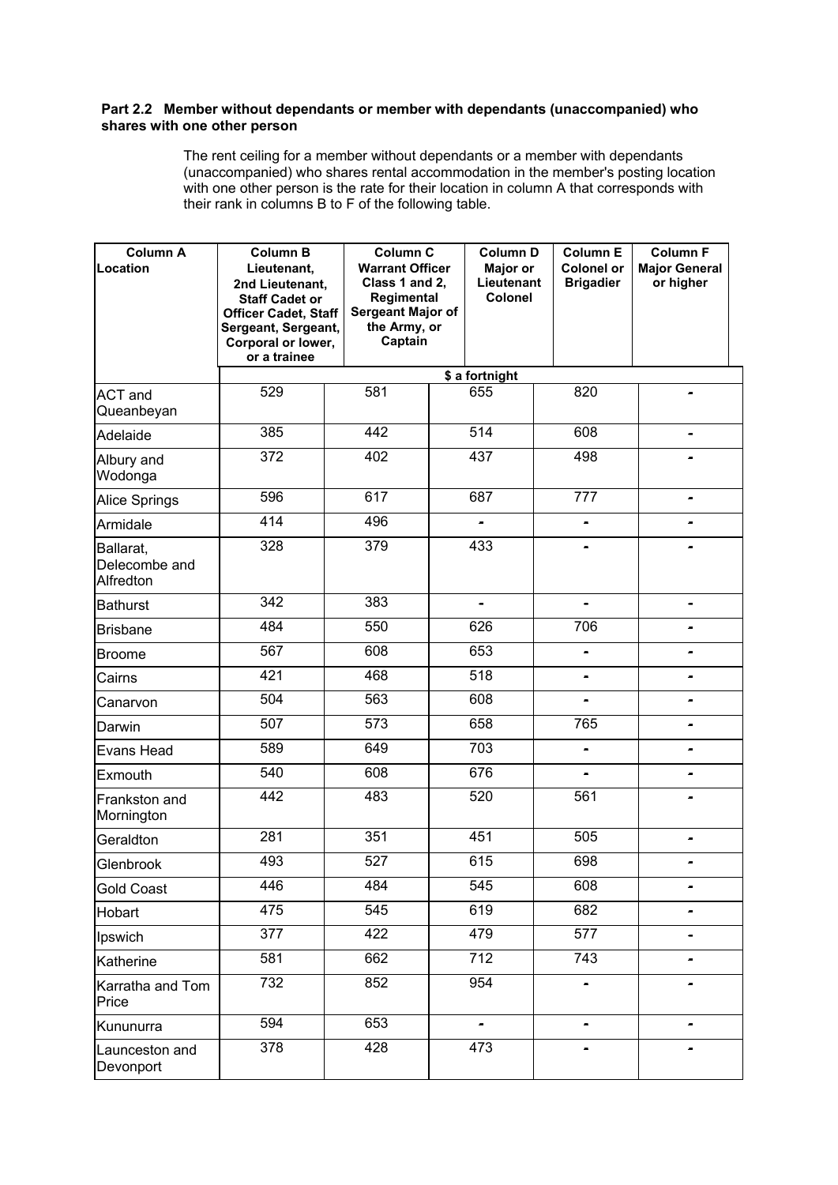**Part 2.2 Member without dependants or member with dependants (unaccompanied) who shares with one other person**

The rent ceiling for a member without dependants or a member with dependants (unaccompanied) who shares rental accommodation in the member's posting location with one other person is the rate for their location in column A that corresponds with their rank in columns B to F of the following table.

| Column A Location | Column B Lieutenant, 2nd Lieutenant, Staff Cadet or Officer Cadet, Staff Sergeant, Sergeant, Corporal or lower, or a trainee | Column C Warrant Officer Class 1 and 2, Regimental Sergeant Major of the Army, or Captain | Column D Major or Lieutenant Colonel | Column E Colonel or Brigadier | Column F Major General or higher |
|---|---|---|---|---|---|
| | $ a fortnight | | | | |
| ACT and Queanbeyan | 529 | 581 | 655 | 820 | - |
| Adelaide | 385 | 442 | 514 | 608 | - |
| Albury and Wodonga | 372 | 402 | 437 | 498 | - |
| Alice Springs | 596 | 617 | 687 | 777 | - |
| Armidale | 414 | 496 | - | - | - |
| Ballarat, Delecombe and Alfredton | 328 | 379 | 433 | - | - |
| Bathurst | 342 | 383 | - | - | - |
| Brisbane | 484 | 550 | 626 | 706 | - |
| Broome | 567 | 608 | 653 | - | - |
| Cairns | 421 | 468 | 518 | - | - |
| Canarvon | 504 | 563 | 608 | - | - |
| Darwin | 507 | 573 | 658 | 765 | - |
| Evans Head | 589 | 649 | 703 | - | - |
| Exmouth | 540 | 608 | 676 | - | - |
| Frankston and Mornington | 442 | 483 | 520 | 561 | - |
| Geraldton | 281 | 351 | 451 | 505 | - |
| Glenbrook | 493 | 527 | 615 | 698 | - |
| Gold Coast | 446 | 484 | 545 | 608 | - |
| Hobart | 475 | 545 | 619 | 682 | - |
| Ipswich | 377 | 422 | 479 | 577 | - |
| Katherine | 581 | 662 | 712 | 743 | - |
| Karratha and Tom Price | 732 | 852 | 954 | - | - |
| Kununurra | 594 | 653 | - | - | - |
| Launceston and Devonport | 378 | 428 | 473 | - | - |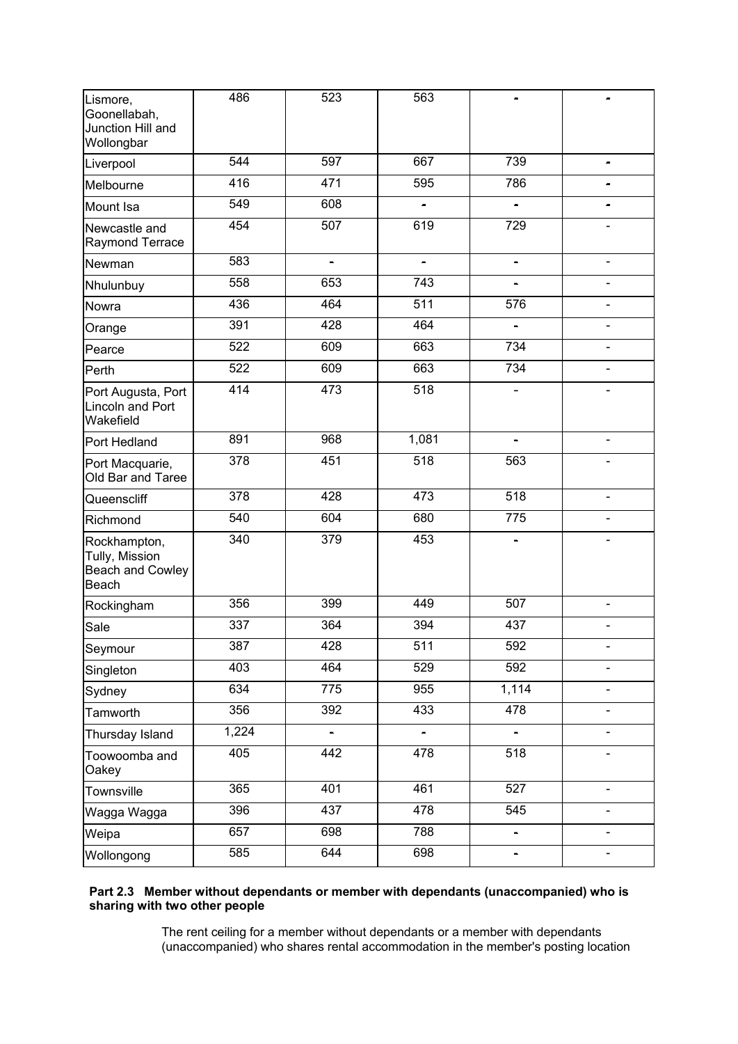| | | | | | |
|---|---|---|---|---|---|
| Lismore, Goonellabah, Junction Hill and Wollongbar | 486 | 523 | 563 | - | - |
| Liverpool | 544 | 597 | 667 | 739 | - |
| Melbourne | 416 | 471 | 595 | 786 | - |
| Mount Isa | 549 | 608 | - | - | - |
| Newcastle and Raymond Terrace | 454 | 507 | 619 | 729 | - |
| Newman | 583 | - | - | - | - |
| Nhulunbuy | 558 | 653 | 743 | - | - |
| Nowra | 436 | 464 | 511 | 576 | - |
| Orange | 391 | 428 | 464 | - | - |
| Pearce | 522 | 609 | 663 | 734 | - |
| Perth | 522 | 609 | 663 | 734 | - |
| Port Augusta, Port Lincoln and Port Wakefield | 414 | 473 | 518 | - | - |
| Port Hedland | 891 | 968 | 1,081 | - | - |
| Port Macquarie, Old Bar and Taree | 378 | 451 | 518 | 563 | - |
| Queenscliff | 378 | 428 | 473 | 518 | - |
| Richmond | 540 | 604 | 680 | 775 | - |
| Rockhampton, Tully, Mission Beach and Cowley Beach | 340 | 379 | 453 | - | - |
| Rockingham | 356 | 399 | 449 | 507 | - |
| Sale | 337 | 364 | 394 | 437 | - |
| Seymour | 387 | 428 | 511 | 592 | - |
| Singleton | 403 | 464 | 529 | 592 | - |
| Sydney | 634 | 775 | 955 | 1,114 | - |
| Tamworth | 356 | 392 | 433 | 478 | - |
| Thursday Island | 1,224 | - | - | - | - |
| Toowoomba and Oakey | 405 | 442 | 478 | 518 | - |
| Townsville | 365 | 401 | 461 | 527 | - |
| Wagga Wagga | 396 | 437 | 478 | 545 | - |
| Weipa | 657 | 698 | 788 | - | - |
| Wollongong | 585 | 644 | 698 | - | - |

**Part 2.3 Member without dependants or member with dependants (unaccompanied) who is sharing with two other people**

The rent ceiling for a member without dependants or a member with dependants (unaccompanied) who shares rental accommodation in the member's posting location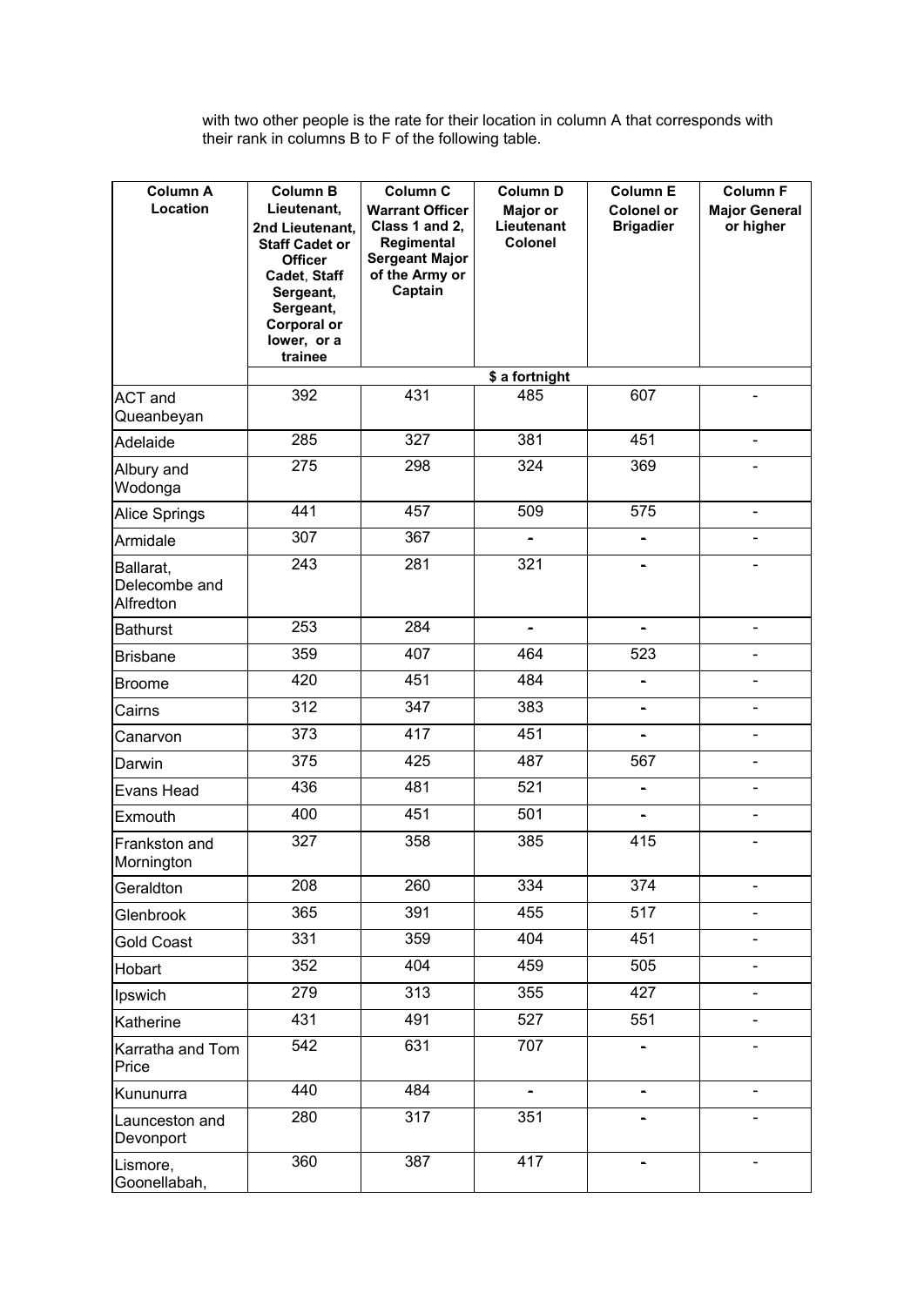with two other people is the rate for their location in column A that corresponds with their rank in columns B to F of the following table.

| Column A Location | Column B Lieutenant, 2nd Lieutenant, Staff Cadet or Officer Cadet, Staff Sergeant, Sergeant, Corporal or lower, or a trainee | Column C Warrant Officer Class 1 and 2, Regimental Sergeant Major of the Army or Captain | Column D Major or Lieutenant Colonel | Column E Colonel or Brigadier | Column F Major General or higher |
|---|---|---|---|---|---|
| | | | $ a fortnight | | |
| ACT and Queanbeyan | 392 | 431 | 485 | 607 | - |
| Adelaide | 285 | 327 | 381 | 451 | - |
| Albury and Wodonga | 275 | 298 | 324 | 369 | - |
| Alice Springs | 441 | 457 | 509 | 575 | - |
| Armidale | 307 | 367 | - | - | - |
| Ballarat, Delecombe and Alfredton | 243 | 281 | 321 | - | - |
| Bathurst | 253 | 284 | - | - | - |
| Brisbane | 359 | 407 | 464 | 523 | - |
| Broome | 420 | 451 | 484 | - | - |
| Cairns | 312 | 347 | 383 | - | - |
| Canarvon | 373 | 417 | 451 | - | - |
| Darwin | 375 | 425 | 487 | 567 | - |
| Evans Head | 436 | 481 | 521 | - | - |
| Exmouth | 400 | 451 | 501 | - | - |
| Frankston and Mornington | 327 | 358 | 385 | 415 | - |
| Geraldton | 208 | 260 | 334 | 374 | - |
| Glenbrook | 365 | 391 | 455 | 517 | - |
| Gold Coast | 331 | 359 | 404 | 451 | - |
| Hobart | 352 | 404 | 459 | 505 | - |
| Ipswich | 279 | 313 | 355 | 427 | - |
| Katherine | 431 | 491 | 527 | 551 | - |
| Karratha and Tom Price | 542 | 631 | 707 | - | - |
| Kununurra | 440 | 484 | - | - | - |
| Launceston and Devonport | 280 | 317 | 351 | - | - |
| Lismore, Goonellabah, | 360 | 387 | 417 | - | - |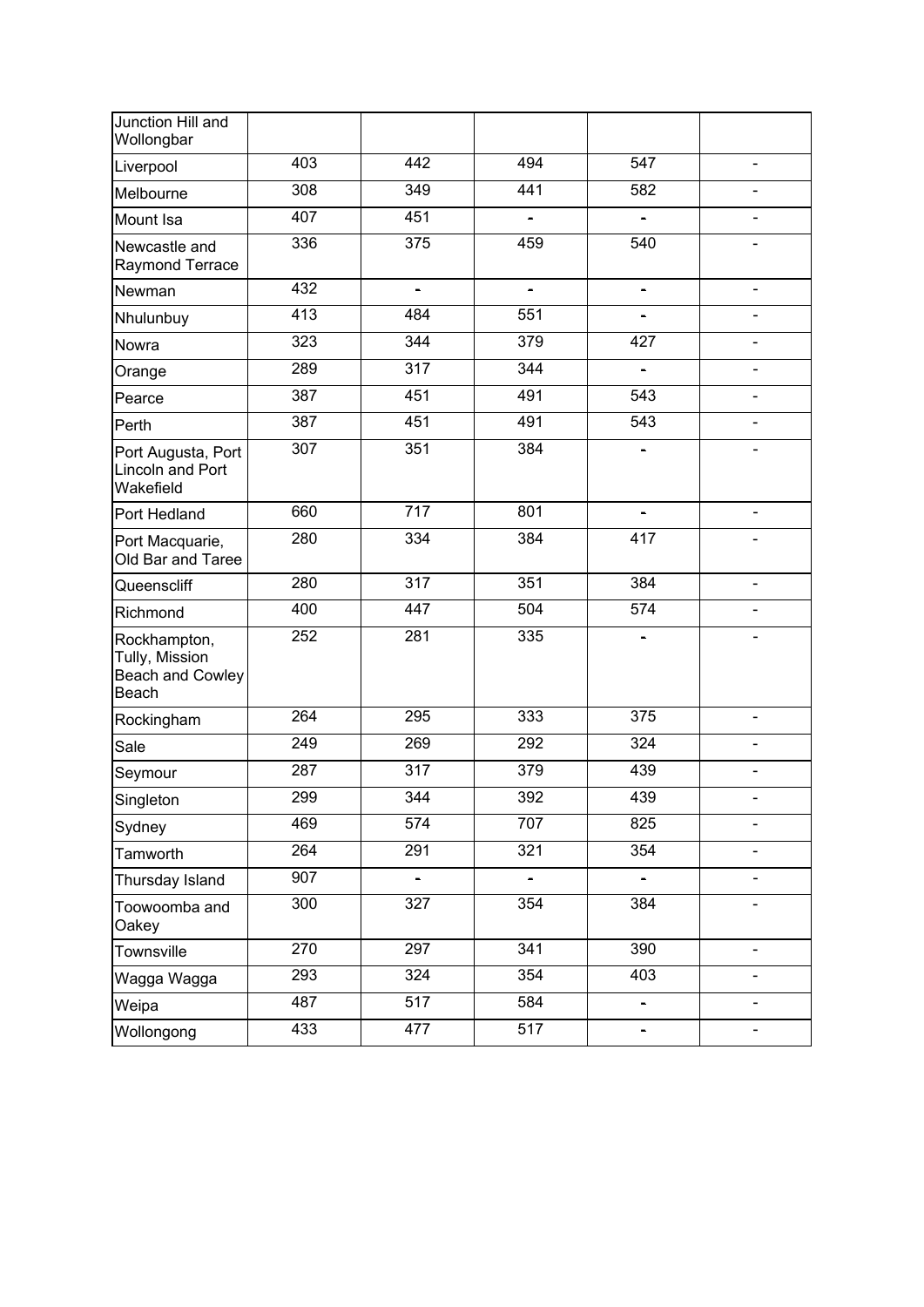| Junction Hill and Wollongbar | | | | | |
|---|---|---|---|---|---|
| Liverpool | 403 | 442 | 494 | 547 | - |
| Melbourne | 308 | 349 | 441 | 582 | - |
| Mount Isa | 407 | 451 | - | - | - |
| Newcastle and Raymond Terrace | 336 | 375 | 459 | 540 | - |
| Newman | 432 | - | - | - | - |
| Nhulunbuy | 413 | 484 | 551 | - | - |
| Nowra | 323 | 344 | 379 | 427 | - |
| Orange | 289 | 317 | 344 | - | - |
| Pearce | 387 | 451 | 491 | 543 | - |
| Perth | 387 | 451 | 491 | 543 | - |
| Port Augusta, Port Lincoln and Port Wakefield | 307 | 351 | 384 | - | - |
| Port Hedland | 660 | 717 | 801 | - | - |
| Port Macquarie, Old Bar and Taree | 280 | 334 | 384 | 417 | - |
| Queenscliff | 280 | 317 | 351 | 384 | - |
| Richmond | 400 | 447 | 504 | 574 | - |
| Rockhampton, Tully, Mission Beach and Cowley Beach | 252 | 281 | 335 | - | - |
| Rockingham | 264 | 295 | 333 | 375 | - |
| Sale | 249 | 269 | 292 | 324 | - |
| Seymour | 287 | 317 | 379 | 439 | - |
| Singleton | 299 | 344 | 392 | 439 | - |
| Sydney | 469 | 574 | 707 | 825 | - |
| Tamworth | 264 | 291 | 321 | 354 | - |
| Thursday Island | 907 | - | - | - | - |
| Toowoomba and Oakey | 300 | 327 | 354 | 384 | - |
| Townsville | 270 | 297 | 341 | 390 | - |
| Wagga Wagga | 293 | 324 | 354 | 403 | - |
| Weipa | 487 | 517 | 584 | - | - |
| Wollongong | 433 | 477 | 517 | - | - |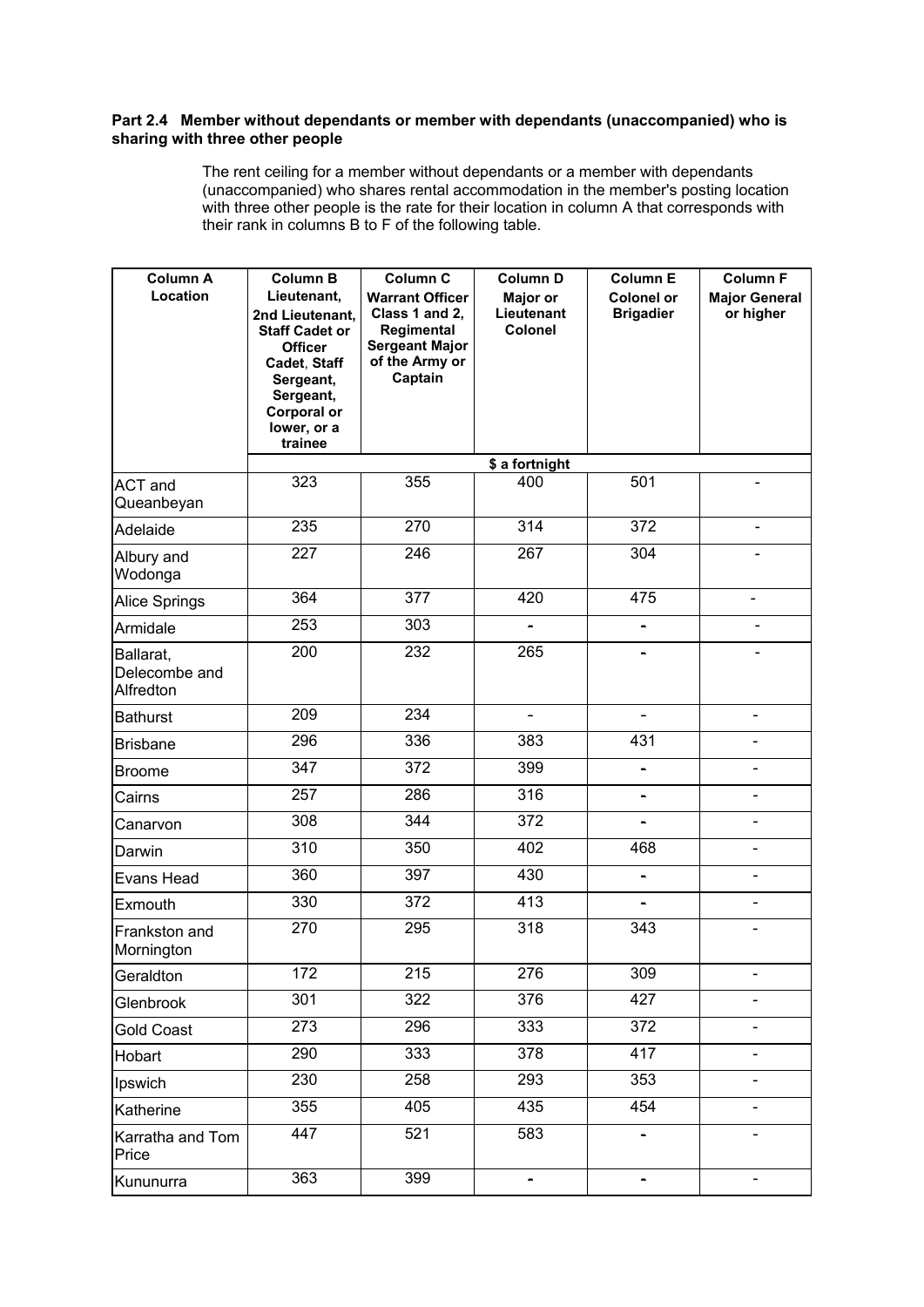### Part 2.4 Member without dependants or member with dependants (unaccompanied) who is sharing with three other people

The rent ceiling for a member without dependants or a member with dependants (unaccompanied) who shares rental accommodation in the member's posting location with three other people is the rate for their location in column A that corresponds with their rank in columns B to F of the following table.

| Column A Location | Column B Lieutenant, 2nd Lieutenant, Staff Cadet or Officer Cadet, Staff Sergeant, Sergeant, Corporal or lower, or a trainee | Column C Warrant Officer Class 1 and 2, Regimental Sergeant Major of the Army or Captain | Column D Major or Lieutenant Colonel | Column E Colonel or Brigadier | Column F Major General or higher |
|---|---|---|---|---|---|
| | | | $ a fortnight | | |
| ACT and Queanbeyan | 323 | 355 | 400 | 501 | - |
| Adelaide | 235 | 270 | 314 | 372 | - |
| Albury and Wodonga | 227 | 246 | 267 | 304 | - |
| Alice Springs | 364 | 377 | 420 | 475 | - |
| Armidale | 253 | 303 | - | - | - |
| Ballarat, Delecombe and Alfredton | 200 | 232 | 265 | - | - |
| Bathurst | 209 | 234 | - | - | - |
| Brisbane | 296 | 336 | 383 | 431 | - |
| Broome | 347 | 372 | 399 | - | - |
| Cairns | 257 | 286 | 316 | - | - |
| Canarvon | 308 | 344 | 372 | - | - |
| Darwin | 310 | 350 | 402 | 468 | - |
| Evans Head | 360 | 397 | 430 | - | - |
| Exmouth | 330 | 372 | 413 | - | - |
| Frankston and Mornington | 270 | 295 | 318 | 343 | - |
| Geraldton | 172 | 215 | 276 | 309 | - |
| Glenbrook | 301 | 322 | 376 | 427 | - |
| Gold Coast | 273 | 296 | 333 | 372 | - |
| Hobart | 290 | 333 | 378 | 417 | - |
| Ipswich | 230 | 258 | 293 | 353 | - |
| Katherine | 355 | 405 | 435 | 454 | - |
| Karratha and Tom Price | 447 | 521 | 583 | - | - |
| Kununurra | 363 | 399 | - | - | - |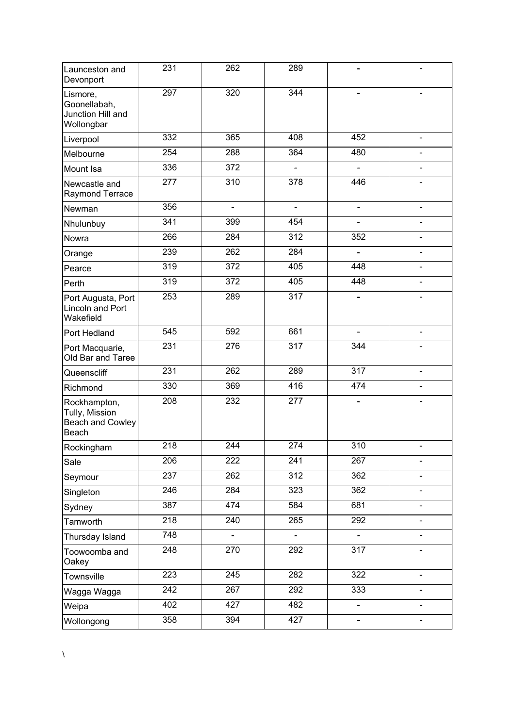| | | | | | |
|---|---|---|---|---|---|
| Launceston and Devonport | 231 | 262 | 289 | - | - |
| Lismore, Goonellabah, Junction Hill and Wollongbar | 297 | 320 | 344 | - | - |
| Liverpool | 332 | 365 | 408 | 452 | - |
| Melbourne | 254 | 288 | 364 | 480 | - |
| Mount Isa | 336 | 372 | - | - | - |
| Newcastle and Raymond Terrace | 277 | 310 | 378 | 446 | - |
| Newman | 356 | - | - | - | - |
| Nhulunbuy | 341 | 399 | 454 | - | - |
| Nowra | 266 | 284 | 312 | 352 | - |
| Orange | 239 | 262 | 284 | - | - |
| Pearce | 319 | 372 | 405 | 448 | - |
| Perth | 319 | 372 | 405 | 448 | - |
| Port Augusta, Port Lincoln and Port Wakefield | 253 | 289 | 317 | - | - |
| Port Hedland | 545 | 592 | 661 | - | - |
| Port Macquarie, Old Bar and Taree | 231 | 276 | 317 | 344 | - |
| Queenscliff | 231 | 262 | 289 | 317 | - |
| Richmond | 330 | 369 | 416 | 474 | - |
| Rockhampton, Tully, Mission Beach and Cowley Beach | 208 | 232 | 277 | - | - |
| Rockingham | 218 | 244 | 274 | 310 | - |
| Sale | 206 | 222 | 241 | 267 | - |
| Seymour | 237 | 262 | 312 | 362 | - |
| Singleton | 246 | 284 | 323 | 362 | - |
| Sydney | 387 | 474 | 584 | 681 | - |
| Tamworth | 218 | 240 | 265 | 292 | - |
| Thursday Island | 748 | - | - | - | - |
| Toowoomba and Oakey | 248 | 270 | 292 | 317 | - |
| Townsville | 223 | 245 | 282 | 322 | - |
| Wagga Wagga | 242 | 267 | 292 | 333 | - |
| Weipa | 402 | 427 | 482 | - | - |
| Wollongong | 358 | 394 | 427 | - | - |

\